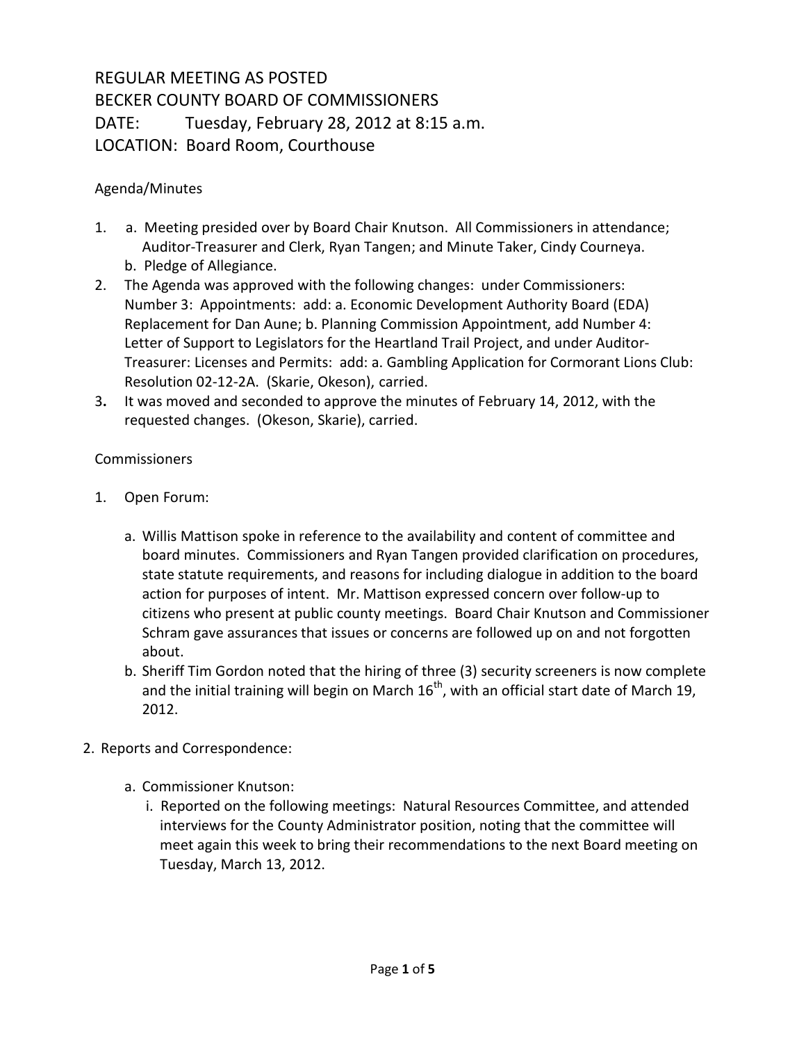# REGULAR MEETING AS POSTED
# BECKER COUNTY BOARD OF COMMISSIONERS
# DATE: Tuesday, February 28, 2012 at 8:15 a.m.
# LOCATION: Board Room, Courthouse

Agenda/Minutes

1. a. Meeting presided over by Board Chair Knutson. All Commissioners in attendance; Auditor-Treasurer and Clerk, Ryan Tangen; and Minute Taker, Cindy Courneya.
   b. Pledge of Allegiance.
2. The Agenda was approved with the following changes: under Commissioners: Number 3: Appointments: add: a. Economic Development Authority Board (EDA) Replacement for Dan Aune; b. Planning Commission Appointment, add Number 4: Letter of Support to Legislators for the Heartland Trail Project, and under Auditor-Treasurer: Licenses and Permits: add: a. Gambling Application for Cormorant Lions Club: Resolution 02-12-2A. (Skarie, Okeson), carried.
3. It was moved and seconded to approve the minutes of February 14, 2012, with the requested changes. (Okeson, Skarie), carried.

Commissioners

1. Open Forum:

   a. Willis Mattison spoke in reference to the availability and content of committee and board minutes. Commissioners and Ryan Tangen provided clarification on procedures, state statute requirements, and reasons for including dialogue in addition to the board action for purposes of intent. Mr. Mattison expressed concern over follow-up to citizens who present at public county meetings. Board Chair Knutson and Commissioner Schram gave assurances that issues or concerns are followed up on and not forgotten about.
   b. Sheriff Tim Gordon noted that the hiring of three (3) security screeners is now complete and the initial training will begin on March 16th, with an official start date of March 19, 2012.

2. Reports and Correspondence:

   a. Commissioner Knutson:
      i. Reported on the following meetings: Natural Resources Committee, and attended interviews for the County Administrator position, noting that the committee will meet again this week to bring their recommendations to the next Board meeting on Tuesday, March 13, 2012.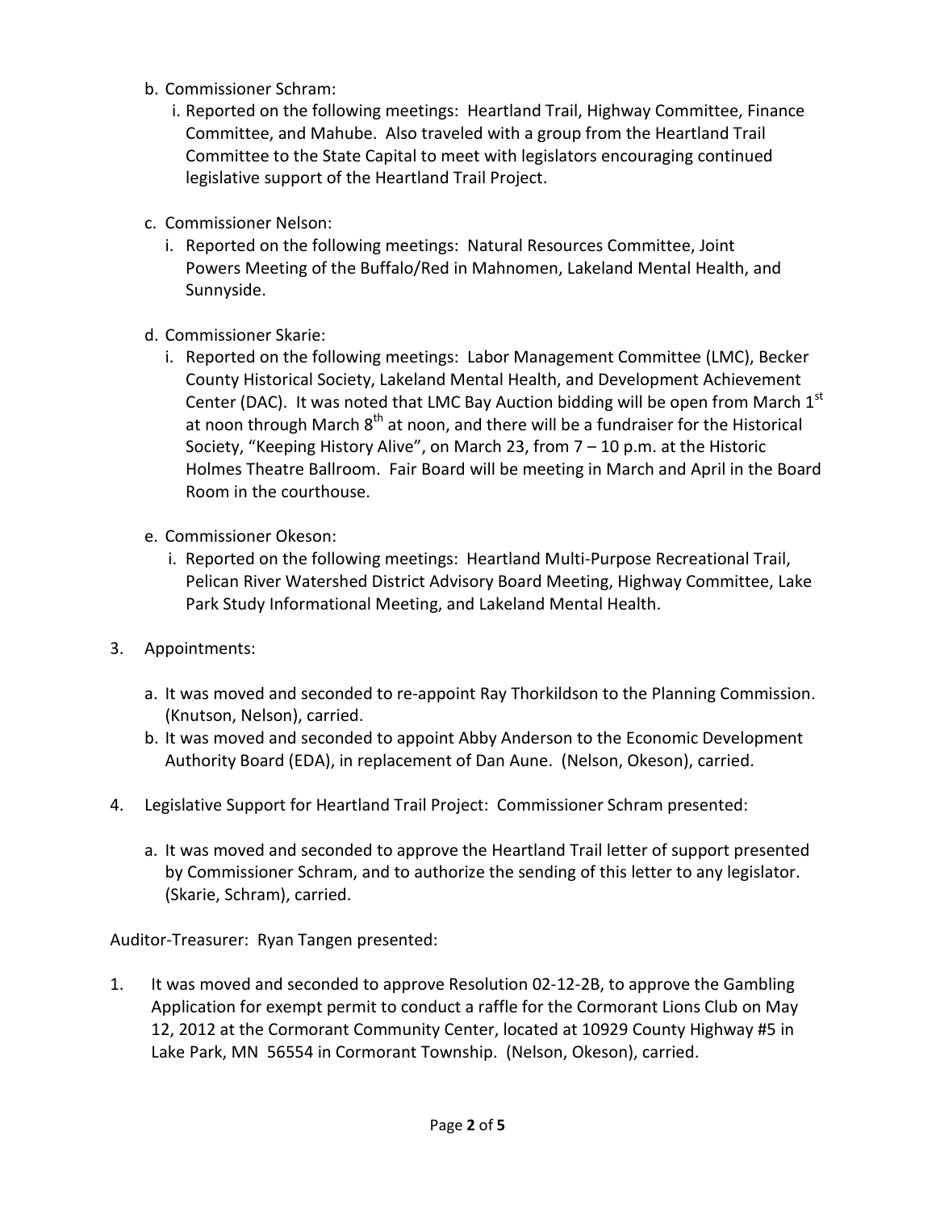b. Commissioner Schram:
   i. Reported on the following meetings: Heartland Trail, Highway Committee, Finance Committee, and Mahube. Also traveled with a group from the Heartland Trail Committee to the State Capital to meet with legislators encouraging continued legislative support of the Heartland Trail Project.

c. Commissioner Nelson:
   i. Reported on the following meetings: Natural Resources Committee, Joint Powers Meeting of the Buffalo/Red in Mahnomen, Lakeland Mental Health, and Sunnyside.

d. Commissioner Skarie:
   i. Reported on the following meetings: Labor Management Committee (LMC), Becker County Historical Society, Lakeland Mental Health, and Development Achievement Center (DAC). It was noted that LMC Bay Auction bidding will be open from March 1st at noon through March 8th at noon, and there will be a fundraiser for the Historical Society, "Keeping History Alive", on March 23, from 7 – 10 p.m. at the Historic Holmes Theatre Ballroom. Fair Board will be meeting in March and April in the Board Room in the courthouse.

e. Commissioner Okeson:
   i. Reported on the following meetings: Heartland Multi-Purpose Recreational Trail, Pelican River Watershed District Advisory Board Meeting, Highway Committee, Lake Park Study Informational Meeting, and Lakeland Mental Health.

3. Appointments:

   a. It was moved and seconded to re-appoint Ray Thorkildson to the Planning Commission. (Knutson, Nelson), carried.
   b. It was moved and seconded to appoint Abby Anderson to the Economic Development Authority Board (EDA), in replacement of Dan Aune. (Nelson, Okeson), carried.

4. Legislative Support for Heartland Trail Project: Commissioner Schram presented:

   a. It was moved and seconded to approve the Heartland Trail letter of support presented by Commissioner Schram, and to authorize the sending of this letter to any legislator. (Skarie, Schram), carried.

Auditor-Treasurer: Ryan Tangen presented:

1. It was moved and seconded to approve Resolution 02-12-2B, to approve the Gambling Application for exempt permit to conduct a raffle for the Cormorant Lions Club on May 12, 2012 at the Cormorant Community Center, located at 10929 County Highway #5 in Lake Park, MN 56554 in Cormorant Township. (Nelson, Okeson), carried.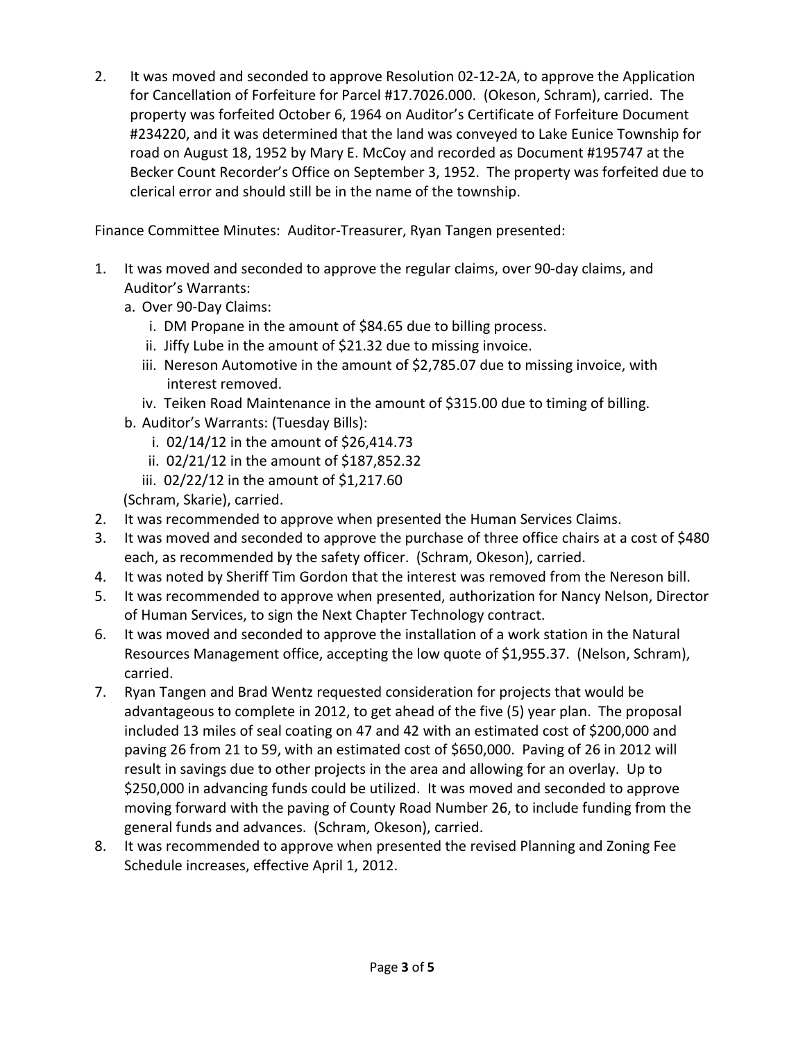2. It was moved and seconded to approve Resolution 02-12-2A, to approve the Application for Cancellation of Forfeiture for Parcel #17.7026.000. (Okeson, Schram), carried. The property was forfeited October 6, 1964 on Auditor's Certificate of Forfeiture Document #234220, and it was determined that the land was conveyed to Lake Eunice Township for road on August 18, 1952 by Mary E. McCoy and recorded as Document #195747 at the Becker Count Recorder's Office on September 3, 1952. The property was forfeited due to clerical error and should still be in the name of the township.

Finance Committee Minutes: Auditor-Treasurer, Ryan Tangen presented:

1. It was moved and seconded to approve the regular claims, over 90-day claims, and Auditor's Warrants:
   a. Over 90-Day Claims:
      i. DM Propane in the amount of $84.65 due to billing process.
      ii. Jiffy Lube in the amount of $21.32 due to missing invoice.
      iii. Nereson Automotive in the amount of $2,785.07 due to missing invoice, with interest removed.
      iv. Teiken Road Maintenance in the amount of $315.00 due to timing of billing.
   b. Auditor's Warrants: (Tuesday Bills):
      i. 02/14/12 in the amount of $26,414.73
      ii. 02/21/12 in the amount of $187,852.32
      iii. 02/22/12 in the amount of $1,217.60

   (Schram, Skarie), carried.
2. It was recommended to approve when presented the Human Services Claims.
3. It was moved and seconded to approve the purchase of three office chairs at a cost of $480 each, as recommended by the safety officer. (Schram, Okeson), carried.
4. It was noted by Sheriff Tim Gordon that the interest was removed from the Nereson bill.
5. It was recommended to approve when presented, authorization for Nancy Nelson, Director of Human Services, to sign the Next Chapter Technology contract.
6. It was moved and seconded to approve the installation of a work station in the Natural Resources Management office, accepting the low quote of $1,955.37. (Nelson, Schram), carried.
7. Ryan Tangen and Brad Wentz requested consideration for projects that would be advantageous to complete in 2012, to get ahead of the five (5) year plan. The proposal included 13 miles of seal coating on 47 and 42 with an estimated cost of $200,000 and paving 26 from 21 to 59, with an estimated cost of $650,000. Paving of 26 in 2012 will result in savings due to other projects in the area and allowing for an overlay. Up to $250,000 in advancing funds could be utilized. It was moved and seconded to approve moving forward with the paving of County Road Number 26, to include funding from the general funds and advances. (Schram, Okeson), carried.
8. It was recommended to approve when presented the revised Planning and Zoning Fee Schedule increases, effective April 1, 2012.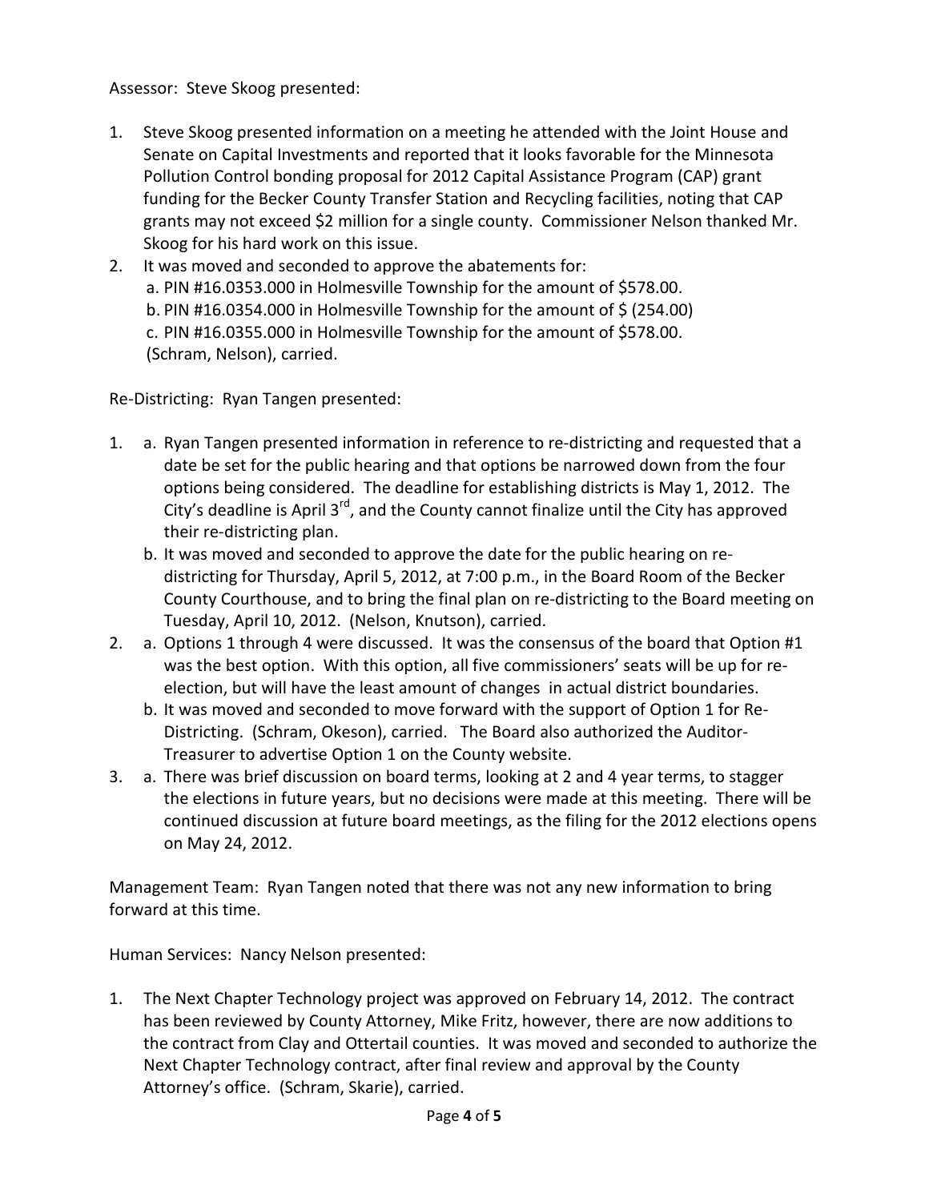Assessor: Steve Skoog presented:

1. Steve Skoog presented information on a meeting he attended with the Joint House and Senate on Capital Investments and reported that it looks favorable for the Minnesota Pollution Control bonding proposal for 2012 Capital Assistance Program (CAP) grant funding for the Becker County Transfer Station and Recycling facilities, noting that CAP grants may not exceed $2 million for a single county. Commissioner Nelson thanked Mr. Skoog for his hard work on this issue.
2. It was moved and seconded to approve the abatements for:
   a. PIN #16.0353.000 in Holmesville Township for the amount of $578.00.
   b. PIN #16.0354.000 in Holmesville Township for the amount of $ (254.00)
   c. PIN #16.0355.000 in Holmesville Township for the amount of $578.00.
   (Schram, Nelson), carried.

Re-Districting: Ryan Tangen presented:

1. a. Ryan Tangen presented information in reference to re-districting and requested that a date be set for the public hearing and that options be narrowed down from the four options being considered. The deadline for establishing districts is May 1, 2012. The City's deadline is April 3rd, and the County cannot finalize until the City has approved their re-districting plan.
   b. It was moved and seconded to approve the date for the public hearing on re-districting for Thursday, April 5, 2012, at 7:00 p.m., in the Board Room of the Becker County Courthouse, and to bring the final plan on re-districting to the Board meeting on Tuesday, April 10, 2012. (Nelson, Knutson), carried.
2. a. Options 1 through 4 were discussed. It was the consensus of the board that Option #1 was the best option. With this option, all five commissioners' seats will be up for re-election, but will have the least amount of changes in actual district boundaries.
   b. It was moved and seconded to move forward with the support of Option 1 for Re-Districting. (Schram, Okeson), carried. The Board also authorized the Auditor-Treasurer to advertise Option 1 on the County website.
3. a. There was brief discussion on board terms, looking at 2 and 4 year terms, to stagger the elections in future years, but no decisions were made at this meeting. There will be continued discussion at future board meetings, as the filing for the 2012 elections opens on May 24, 2012.

Management Team: Ryan Tangen noted that there was not any new information to bring forward at this time.

Human Services: Nancy Nelson presented:

1. The Next Chapter Technology project was approved on February 14, 2012. The contract has been reviewed by County Attorney, Mike Fritz, however, there are now additions to the contract from Clay and Ottertail counties. It was moved and seconded to authorize the Next Chapter Technology contract, after final review and approval by the County Attorney's office. (Schram, Skarie), carried.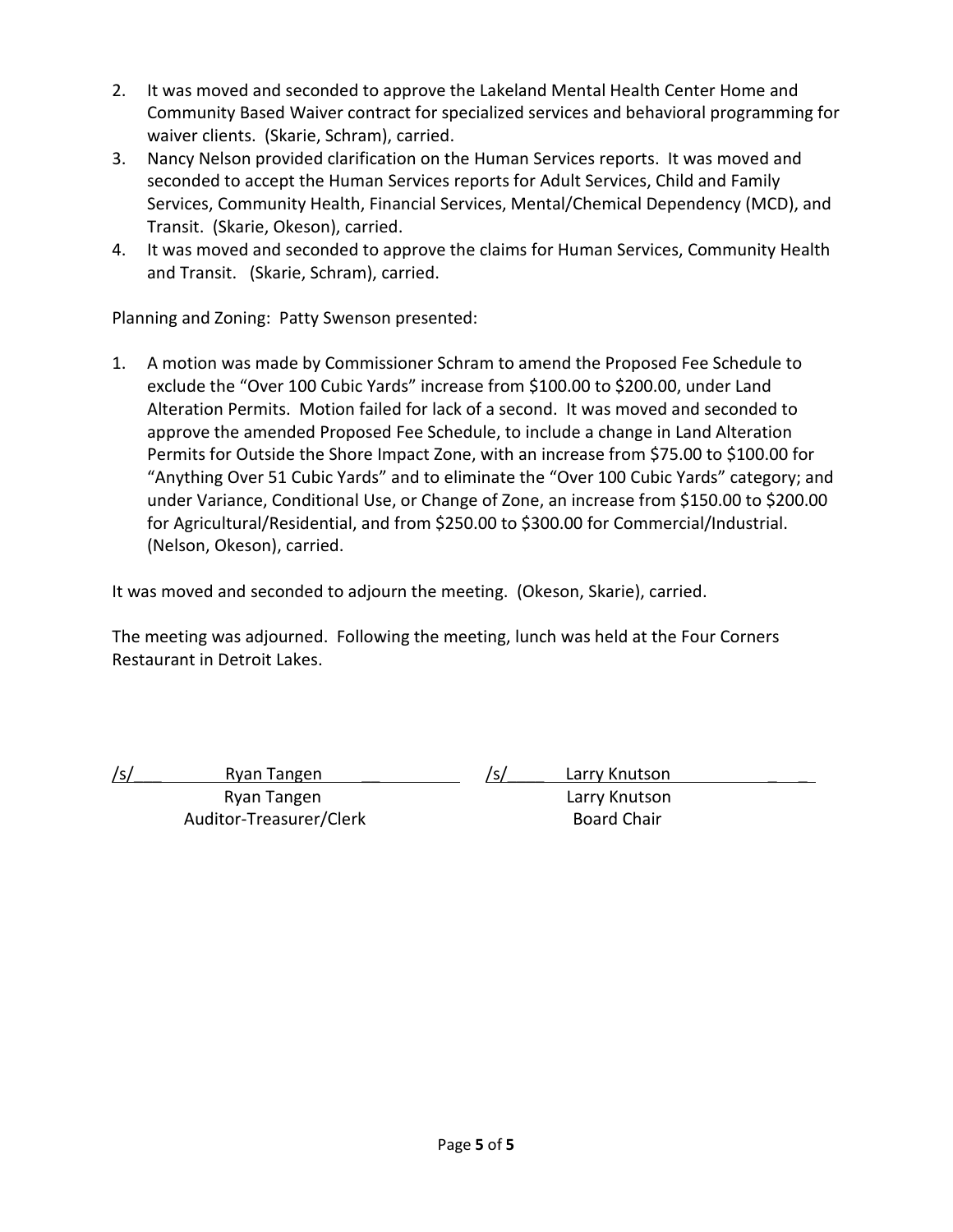2. It was moved and seconded to approve the Lakeland Mental Health Center Home and Community Based Waiver contract for specialized services and behavioral programming for waiver clients. (Skarie, Schram), carried.
3. Nancy Nelson provided clarification on the Human Services reports. It was moved and seconded to accept the Human Services reports for Adult Services, Child and Family Services, Community Health, Financial Services, Mental/Chemical Dependency (MCD), and Transit. (Skarie, Okeson), carried.
4. It was moved and seconded to approve the claims for Human Services, Community Health and Transit. (Skarie, Schram), carried.

Planning and Zoning: Patty Swenson presented:

1. A motion was made by Commissioner Schram to amend the Proposed Fee Schedule to exclude the "Over 100 Cubic Yards" increase from $100.00 to $200.00, under Land Alteration Permits. Motion failed for lack of a second. It was moved and seconded to approve the amended Proposed Fee Schedule, to include a change in Land Alteration Permits for Outside the Shore Impact Zone, with an increase from $75.00 to $100.00 for "Anything Over 51 Cubic Yards" and to eliminate the "Over 100 Cubic Yards" category; and under Variance, Conditional Use, or Change of Zone, an increase from $150.00 to $200.00 for Agricultural/Residential, and from $250.00 to $300.00 for Commercial/Industrial. (Nelson, Okeson), carried.

It was moved and seconded to adjourn the meeting. (Okeson, Skarie), carried.

The meeting was adjourned. Following the meeting, lunch was held at the Four Corners Restaurant in Detroit Lakes.

/s/ Ryan Tangen
Ryan Tangen
Auditor-Treasurer/Clerk

/s/ Larry Knutson
Larry Knutson
Board Chair